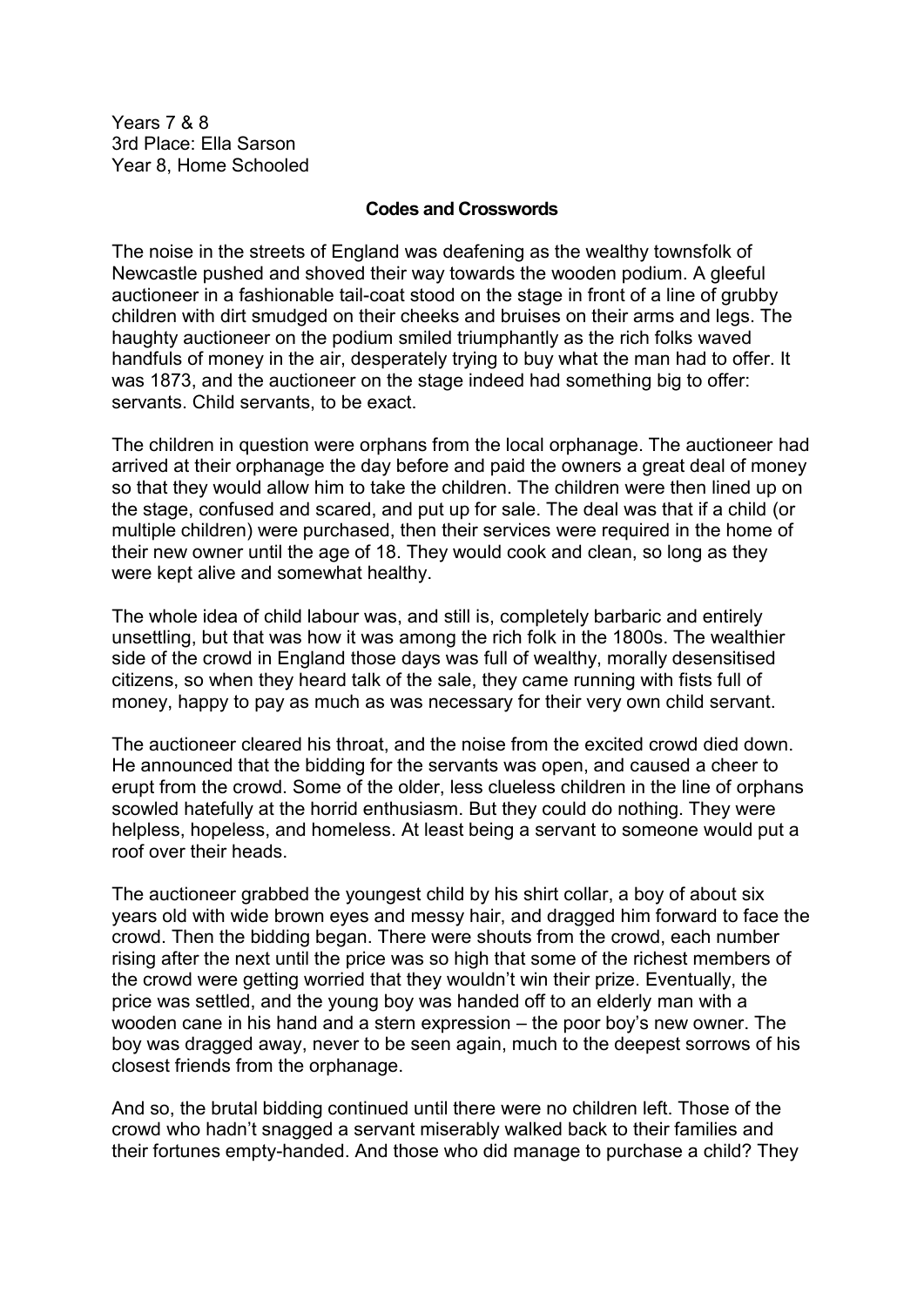Years 7 & 8
3rd Place: Ella Sarson
Year 8, Home Schooled

## Codes and Crosswords

The noise in the streets of England was deafening as the wealthy townsfolk of Newcastle pushed and shoved their way towards the wooden podium. A gleeful auctioneer in a fashionable tail-coat stood on the stage in front of a line of grubby children with dirt smudged on their cheeks and bruises on their arms and legs. The haughty auctioneer on the podium smiled triumphantly as the rich folks waved handfuls of money in the air, desperately trying to buy what the man had to offer. It was 1873, and the auctioneer on the stage indeed had something big to offer: servants. Child servants, to be exact.

The children in question were orphans from the local orphanage. The auctioneer had arrived at their orphanage the day before and paid the owners a great deal of money so that they would allow him to take the children. The children were then lined up on the stage, confused and scared, and put up for sale. The deal was that if a child (or multiple children) were purchased, then their services were required in the home of their new owner until the age of 18. They would cook and clean, so long as they were kept alive and somewhat healthy.

The whole idea of child labour was, and still is, completely barbaric and entirely unsettling, but that was how it was among the rich folk in the 1800s. The wealthier side of the crowd in England those days was full of wealthy, morally desensitised citizens, so when they heard talk of the sale, they came running with fists full of money, happy to pay as much as was necessary for their very own child servant.

The auctioneer cleared his throat, and the noise from the excited crowd died down. He announced that the bidding for the servants was open, and caused a cheer to erupt from the crowd. Some of the older, less clueless children in the line of orphans scowled hatefully at the horrid enthusiasm. But they could do nothing. They were helpless, hopeless, and homeless. At least being a servant to someone would put a roof over their heads.

The auctioneer grabbed the youngest child by his shirt collar, a boy of about six years old with wide brown eyes and messy hair, and dragged him forward to face the crowd. Then the bidding began. There were shouts from the crowd, each number rising after the next until the price was so high that some of the richest members of the crowd were getting worried that they wouldn't win their prize. Eventually, the price was settled, and the young boy was handed off to an elderly man with a wooden cane in his hand and a stern expression – the poor boy's new owner. The boy was dragged away, never to be seen again, much to the deepest sorrows of his closest friends from the orphanage.

And so, the brutal bidding continued until there were no children left. Those of the crowd who hadn't snagged a servant miserably walked back to their families and their fortunes empty-handed. And those who did manage to purchase a child? They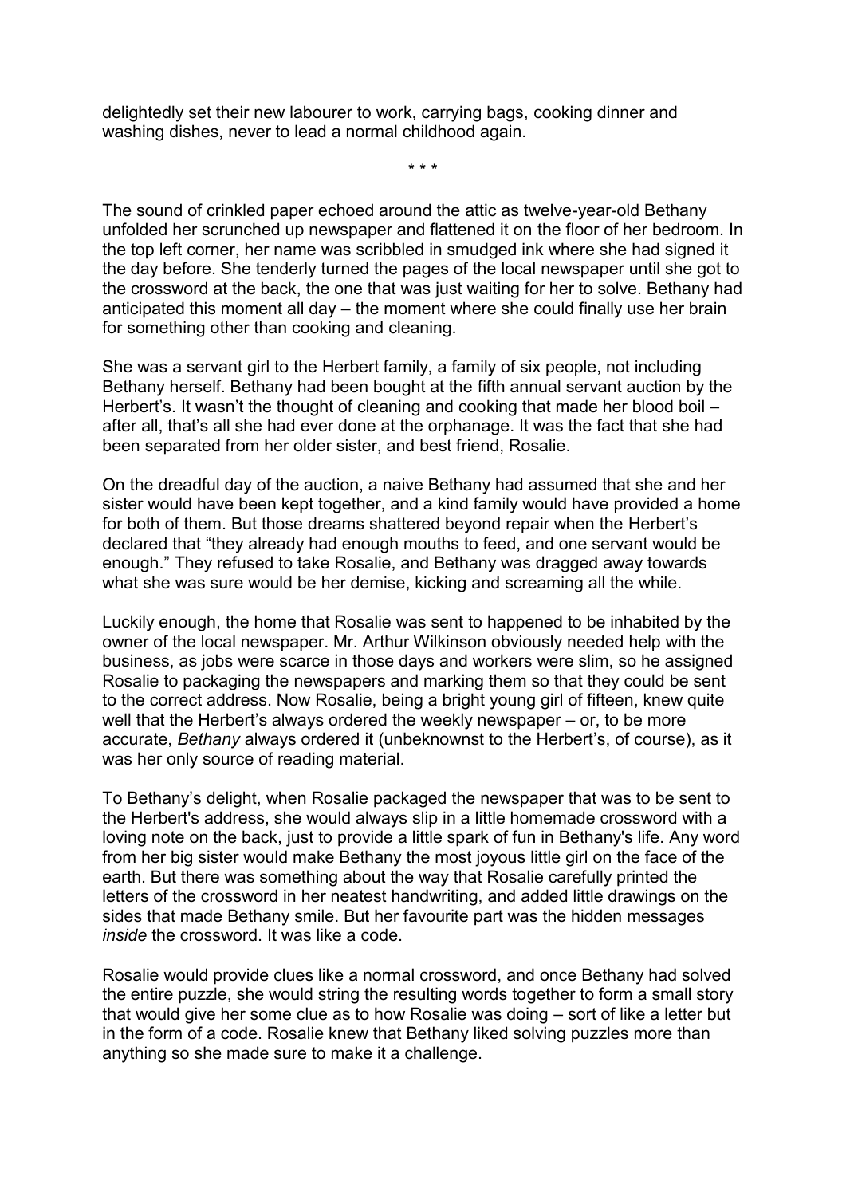delightedly set their new labourer to work, carrying bags, cooking dinner and washing dishes, never to lead a normal childhood again.

\* \* \*

The sound of crinkled paper echoed around the attic as twelve-year-old Bethany unfolded her scrunched up newspaper and flattened it on the floor of her bedroom. In the top left corner, her name was scribbled in smudged ink where she had signed it the day before. She tenderly turned the pages of the local newspaper until she got to the crossword at the back, the one that was just waiting for her to solve. Bethany had anticipated this moment all day – the moment where she could finally use her brain for something other than cooking and cleaning.

She was a servant girl to the Herbert family, a family of six people, not including Bethany herself. Bethany had been bought at the fifth annual servant auction by the Herbert's. It wasn't the thought of cleaning and cooking that made her blood boil – after all, that's all she had ever done at the orphanage. It was the fact that she had been separated from her older sister, and best friend, Rosalie.

On the dreadful day of the auction, a naive Bethany had assumed that she and her sister would have been kept together, and a kind family would have provided a home for both of them. But those dreams shattered beyond repair when the Herbert's declared that "they already had enough mouths to feed, and one servant would be enough." They refused to take Rosalie, and Bethany was dragged away towards what she was sure would be her demise, kicking and screaming all the while.

Luckily enough, the home that Rosalie was sent to happened to be inhabited by the owner of the local newspaper. Mr. Arthur Wilkinson obviously needed help with the business, as jobs were scarce in those days and workers were slim, so he assigned Rosalie to packaging the newspapers and marking them so that they could be sent to the correct address. Now Rosalie, being a bright young girl of fifteen, knew quite well that the Herbert's always ordered the weekly newspaper – or, to be more accurate, *Bethany* always ordered it (unbeknownst to the Herbert's, of course), as it was her only source of reading material.

To Bethany's delight, when Rosalie packaged the newspaper that was to be sent to the Herbert's address, she would always slip in a little homemade crossword with a loving note on the back, just to provide a little spark of fun in Bethany's life. Any word from her big sister would make Bethany the most joyous little girl on the face of the earth. But there was something about the way that Rosalie carefully printed the letters of the crossword in her neatest handwriting, and added little drawings on the sides that made Bethany smile. But her favourite part was the hidden messages *inside* the crossword. It was like a code.

Rosalie would provide clues like a normal crossword, and once Bethany had solved the entire puzzle, she would string the resulting words together to form a small story that would give her some clue as to how Rosalie was doing – sort of like a letter but in the form of a code. Rosalie knew that Bethany liked solving puzzles more than anything so she made sure to make it a challenge.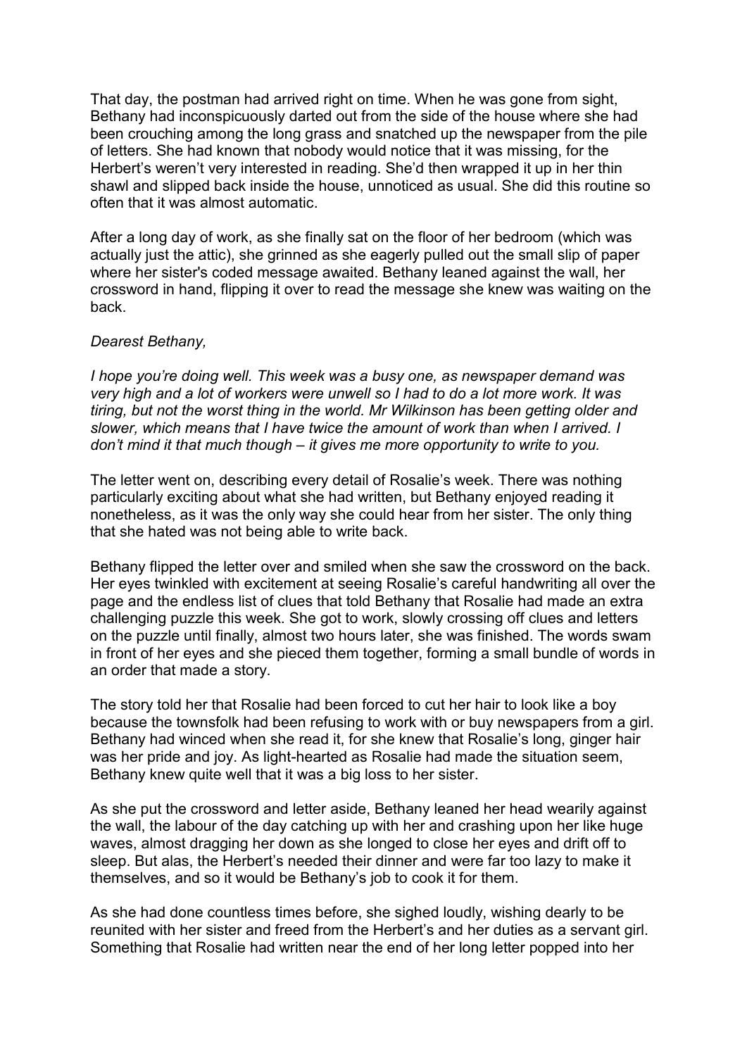That day, the postman had arrived right on time. When he was gone from sight, Bethany had inconspicuously darted out from the side of the house where she had been crouching among the long grass and snatched up the newspaper from the pile of letters. She had known that nobody would notice that it was missing, for the Herbert's weren't very interested in reading. She'd then wrapped it up in her thin shawl and slipped back inside the house, unnoticed as usual. She did this routine so often that it was almost automatic.

After a long day of work, as she finally sat on the floor of her bedroom (which was actually just the attic), she grinned as she eagerly pulled out the small slip of paper where her sister's coded message awaited. Bethany leaned against the wall, her crossword in hand, flipping it over to read the message she knew was waiting on the back.

*Dearest Bethany,*

*I hope you're doing well. This week was a busy one, as newspaper demand was very high and a lot of workers were unwell so I had to do a lot more work. It was tiring, but not the worst thing in the world. Mr Wilkinson has been getting older and slower, which means that I have twice the amount of work than when I arrived. I don't mind it that much though – it gives me more opportunity to write to you.*

The letter went on, describing every detail of Rosalie's week. There was nothing particularly exciting about what she had written, but Bethany enjoyed reading it nonetheless, as it was the only way she could hear from her sister. The only thing that she hated was not being able to write back.

Bethany flipped the letter over and smiled when she saw the crossword on the back. Her eyes twinkled with excitement at seeing Rosalie's careful handwriting all over the page and the endless list of clues that told Bethany that Rosalie had made an extra challenging puzzle this week. She got to work, slowly crossing off clues and letters on the puzzle until finally, almost two hours later, she was finished. The words swam in front of her eyes and she pieced them together, forming a small bundle of words in an order that made a story.

The story told her that Rosalie had been forced to cut her hair to look like a boy because the townsfolk had been refusing to work with or buy newspapers from a girl. Bethany had winced when she read it, for she knew that Rosalie's long, ginger hair was her pride and joy. As light-hearted as Rosalie had made the situation seem, Bethany knew quite well that it was a big loss to her sister.

As she put the crossword and letter aside, Bethany leaned her head wearily against the wall, the labour of the day catching up with her and crashing upon her like huge waves, almost dragging her down as she longed to close her eyes and drift off to sleep. But alas, the Herbert's needed their dinner and were far too lazy to make it themselves, and so it would be Bethany's job to cook it for them.

As she had done countless times before, she sighed loudly, wishing dearly to be reunited with her sister and freed from the Herbert's and her duties as a servant girl. Something that Rosalie had written near the end of her long letter popped into her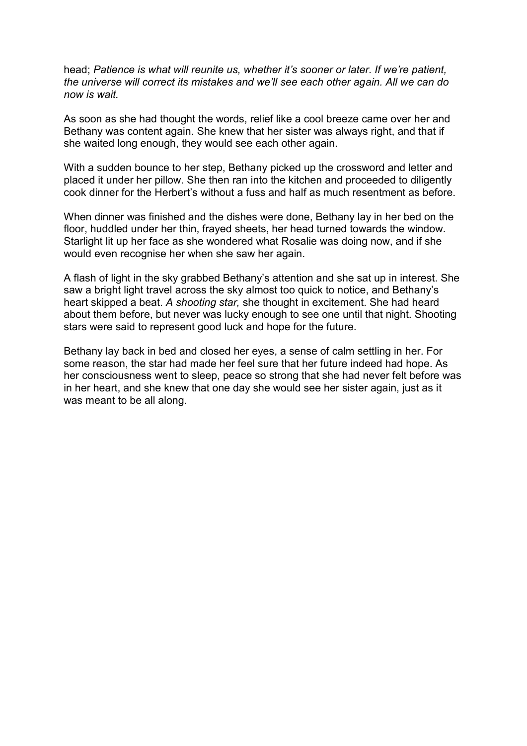head; *Patience is what will reunite us, whether it's sooner or later. If we're patient, the universe will correct its mistakes and we'll see each other again. All we can do now is wait.*

As soon as she had thought the words, relief like a cool breeze came over her and Bethany was content again. She knew that her sister was always right, and that if she waited long enough, they would see each other again.

With a sudden bounce to her step, Bethany picked up the crossword and letter and placed it under her pillow. She then ran into the kitchen and proceeded to diligently cook dinner for the Herbert's without a fuss and half as much resentment as before.

When dinner was finished and the dishes were done, Bethany lay in her bed on the floor, huddled under her thin, frayed sheets, her head turned towards the window. Starlight lit up her face as she wondered what Rosalie was doing now, and if she would even recognise her when she saw her again.

A flash of light in the sky grabbed Bethany's attention and she sat up in interest. She saw a bright light travel across the sky almost too quick to notice, and Bethany's heart skipped a beat. *A shooting star,* she thought in excitement. She had heard about them before, but never was lucky enough to see one until that night. Shooting stars were said to represent good luck and hope for the future.

Bethany lay back in bed and closed her eyes, a sense of calm settling in her. For some reason, the star had made her feel sure that her future indeed had hope. As her consciousness went to sleep, peace so strong that she had never felt before was in her heart, and she knew that one day she would see her sister again, just as it was meant to be all along.